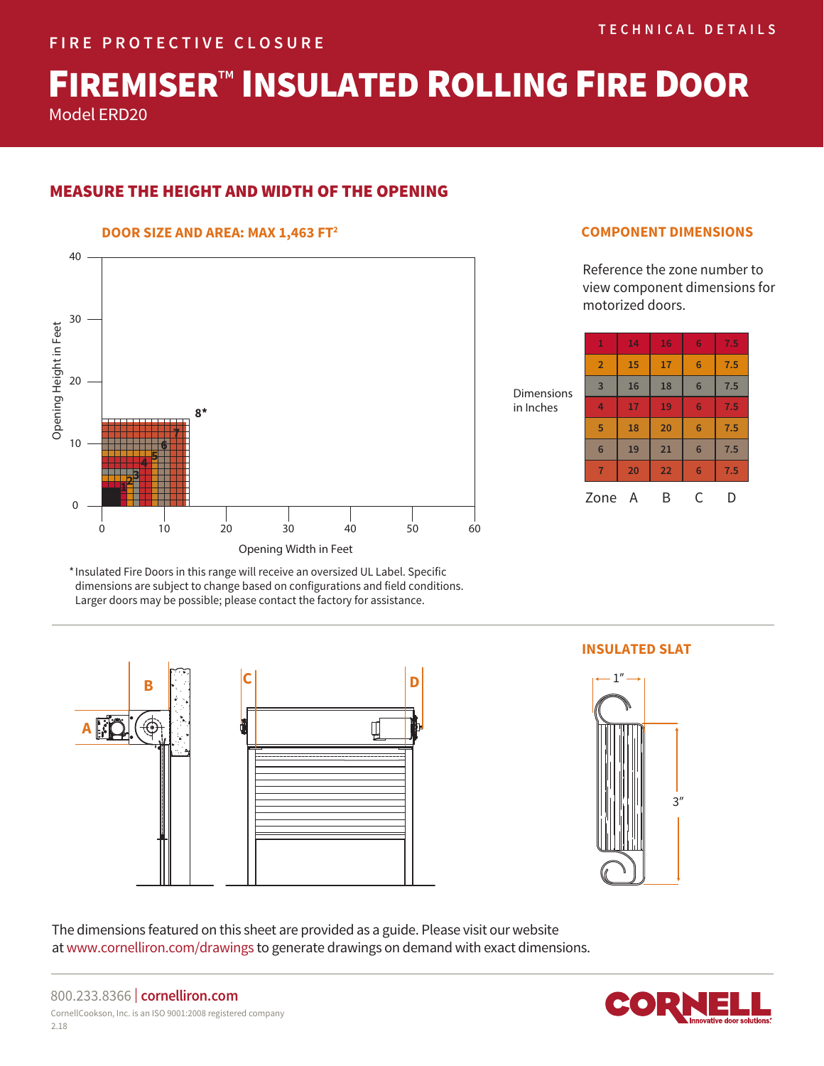TECHNICAL DETAILS

FIRE PROTECTIVE CLOSURE

# FIREMISER™ INSULATED ROLLING FIRE DOOR

Model ERD20

## MEASURE THE HEIGHT AND WIDTH OF THE OPENING

### DOOR SIZE AND AREA: MAX 1,463 FT²

\*Insulated Fire Doors in this range will receive an oversized UL Label. Specific dimensions are subject to change based on configurations and field conditions. Larger doors may be possible; please contact the factory for assistance.

### COMPONENT DIMENSIONS

Reference the zone number to view component dimensions for motorized doors.

Dimensions in Inches

| Zone | A | B | C | D |
|---|---|---|---|---|
| 1 | 14 | 16 | 6 | 7.5 |
| 2 | 15 | 17 | 6 | 7.5 |
| 3 | 16 | 18 | 6 | 7.5 |
| 4 | 17 | 19 | 6 | 7.5 |
| 5 | 18 | 20 | 6 | 7.5 |
| 6 | 19 | 21 | 6 | 7.5 |
| 7 | 20 | 22 | 6 | 7.5 |

### INSULATED SLAT

The dimensions featured on this sheet are provided as a guide. Please visit our website at www.cornelliron.com/drawings to generate drawings on demand with exact dimensions.

800.233.8366 | cornelliron.com

CornellCookson, Inc. is an ISO 9001:2008 registered company

2.18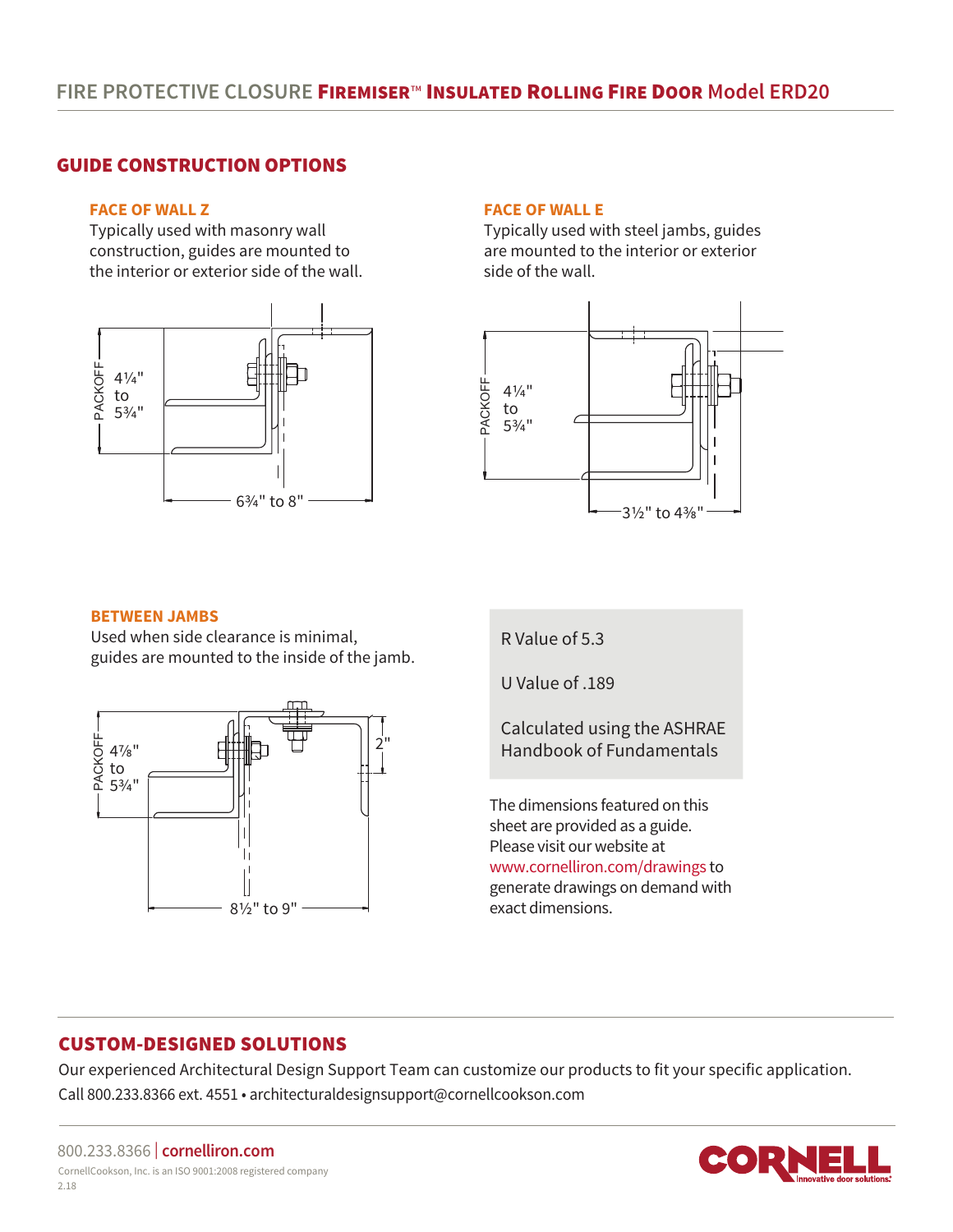# FIRE PROTECTIVE CLOSURE **FIREMISER™ INSULATED ROLLING FIRE DOOR** Model ERD20

## GUIDE CONSTRUCTION OPTIONS

### FACE OF WALL Z

Typically used with masonry wall construction, guides are mounted to the interior or exterior side of the wall.

PACKOFF

4¼" to 5¾"

6¾" to 8"

### FACE OF WALL E

Typically used with steel jambs, guides are mounted to the interior or exterior side of the wall.

PACKOFF

4¼" to 5¾"

3½" to 4⅜"

### BETWEEN JAMBS

Used when side clearance is minimal, guides are mounted to the inside of the jamb.

PACKOFF

4⅞" to 5¾"

2"

8½" to 9"

R Value of 5.3

U Value of .189

Calculated using the ASHRAE Handbook of Fundamentals

The dimensions featured on this sheet are provided as a guide. Please visit our website at www.cornelliron.com/drawings to generate drawings on demand with exact dimensions.

## CUSTOM-DESIGNED SOLUTIONS

Our experienced Architectural Design Support Team can customize our products to fit your specific application.

Call 800.233.8366 ext. 4551 • architecturaldesignsupport@cornellcookson.com

800.233.8366 | cornelliron.com

CornellCookson, Inc. is an ISO 9001:2008 registered company

2.18

CORNELL innovative door solutions.